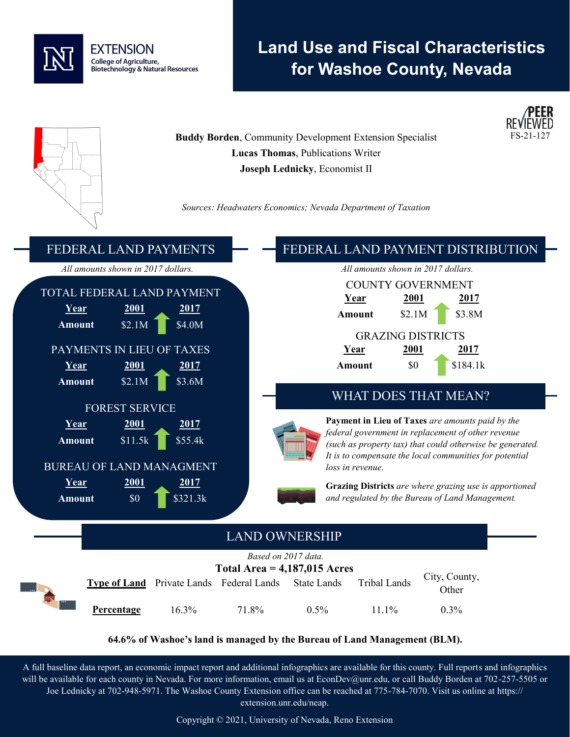EXTENSION
College of Agriculture, Biotechnology & Natural Resources

# Land Use and Fiscal Characteristics for Washoe County, Nevada

PEER REVIEWED
FS-21-127

**Buddy Borden**, Community Development Extension Specialist
**Lucas Thomas**, Publications Writer
**Joseph Lednicky**, Economist II

*Sources: Headwaters Economics; Nevada Department of Taxation*

## FEDERAL LAND PAYMENTS

*All amounts shown in 2017 dollars.*

### TOTAL FEDERAL LAND PAYMENT

| Year | 2001 | 2017 |
|---|---|---|
| Amount | $2.1M | $4.0M |

### PAYMENTS IN LIEU OF TAXES

| Year | 2001 | 2017 |
|---|---|---|
| Amount | $2.1M | $3.6M |

### FOREST SERVICE

| Year | 2001 | 2017 |
|---|---|---|
| Amount | $11.5k | $55.4k |

### BUREAU OF LAND MANAGMENT

| Year | 2001 | 2017 |
|---|---|---|
| Amount | $0 | $321.3k |

## FEDERAL LAND PAYMENT DISTRIBUTION

*All amounts shown in 2017 dollars.*

### COUNTY GOVERNMENT

| Year | 2001 | 2017 |
|---|---|---|
| Amount | $2.1M | $3.8M |

### GRAZING DISTRICTS

| Year | 2001 | 2017 |
|---|---|---|
| Amount | $0 | $184.1k |

## WHAT DOES THAT MEAN?

**Payment in Lieu of Taxes** *are amounts paid by the federal government in replacement of other revenue (such as property tax) that could otherwise be generated. It is to compensate the local communities for potential loss in revenue.*

**Grazing Districts** *are where grazing use is apportioned and regulated by the Bureau of Land Management.*

## LAND OWNERSHIP

*Based on 2017 data.*

**Total Area = 4,187,015 Acres**

| Type of Land | Private Lands | Federal Lands | State Lands | Tribal Lands | City, County, Other |
|---|---|---|---|---|---|
| Percentage | 16.3% | 71.8% | 0.5% | 11.1% | 0.3% |

**64.6% of Washoe's land is managed by the Bureau of Land Management (BLM).**

A full baseline data report, an economic impact report and additional infographics are available for this county. Full reports and infographics will be available for each county in Nevada. For more information, email us at EconDev@unr.edu, or call Buddy Borden at 702-257-5505 or Joe Lednicky at 702-948-5971. The Washoe County Extension office can be reached at 775-784-7070. Visit us online at https://extension.unr.edu/neap.

Copyright © 2021, University of Nevada, Reno Extension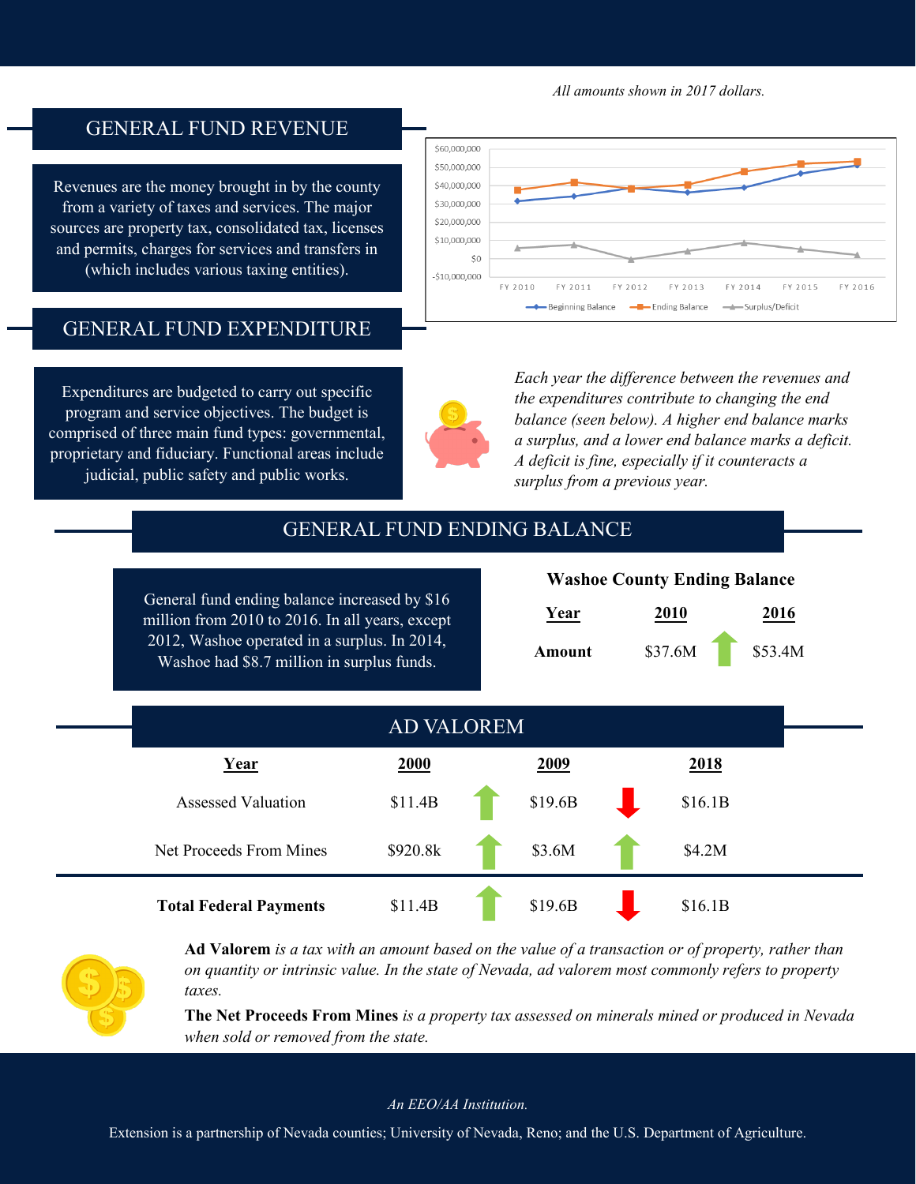*All amounts shown in 2017 dollars.*

## GENERAL FUND REVENUE

Revenues are the money brought in by the county from a variety of taxes and services. The major sources are property tax, consolidated tax, licenses and permits, charges for services and transfers in (which includes various taxing entities).

$60,000,000
$50,000,000
$40,000,000
$30,000,000
$20,000,000
$10,000,000
$0
-$10,000,000

FY 2010 FY 2011 FY 2012 FY 2013 FY 2014 FY 2015 FY 2016

Beginning Balance
Ending Balance
Surplus/Deficit

## GENERAL FUND EXPENDITURE

Expenditures are budgeted to carry out specific program and service objectives. The budget is comprised of three main fund types: governmental, proprietary and fiduciary. Functional areas include judicial, public safety and public works.

*Each year the difference between the revenues and the expenditures contribute to changing the end balance (seen below). A higher end balance marks a surplus, and a lower end balance marks a deficit. A deficit is fine, especially if it counteracts a surplus from a previous year.*

## GENERAL FUND ENDING BALANCE

General fund ending balance increased by $16 million from 2010 to 2016. In all years, except 2012, Washoe operated in a surplus. In 2014, Washoe had $8.7 million in surplus funds.

**Washoe County Ending Balance**

| Year | 2010 | | 2016 |
|---|---|---|---|
| **Amount** | $37.6M | ↑ | $53.4M |

## AD VALOREM

| Year | 2000 | | 2009 | | 2018 |
|---|---|---|---|---|---|
| Assessed Valuation | $11.4B | ↑ | $19.6B | ↓ | $16.1B |
| Net Proceeds From Mines | $920.8k | ↑ | $3.6M | ↑ | $4.2M |
| **Total Federal Payments** | $11.4B | ↑ | $19.6B | ↓ | $16.1B |

**Ad Valorem** *is a tax with an amount based on the value of a transaction or of property, rather than on quantity or intrinsic value. In the state of Nevada, ad valorem most commonly refers to property taxes.*

**The Net Proceeds From Mines** *is a property tax assessed on minerals mined or produced in Nevada when sold or removed from the state.*

*An EEO/AA Institution.*

Extension is a partnership of Nevada counties; University of Nevada, Reno; and the U.S. Department of Agriculture.